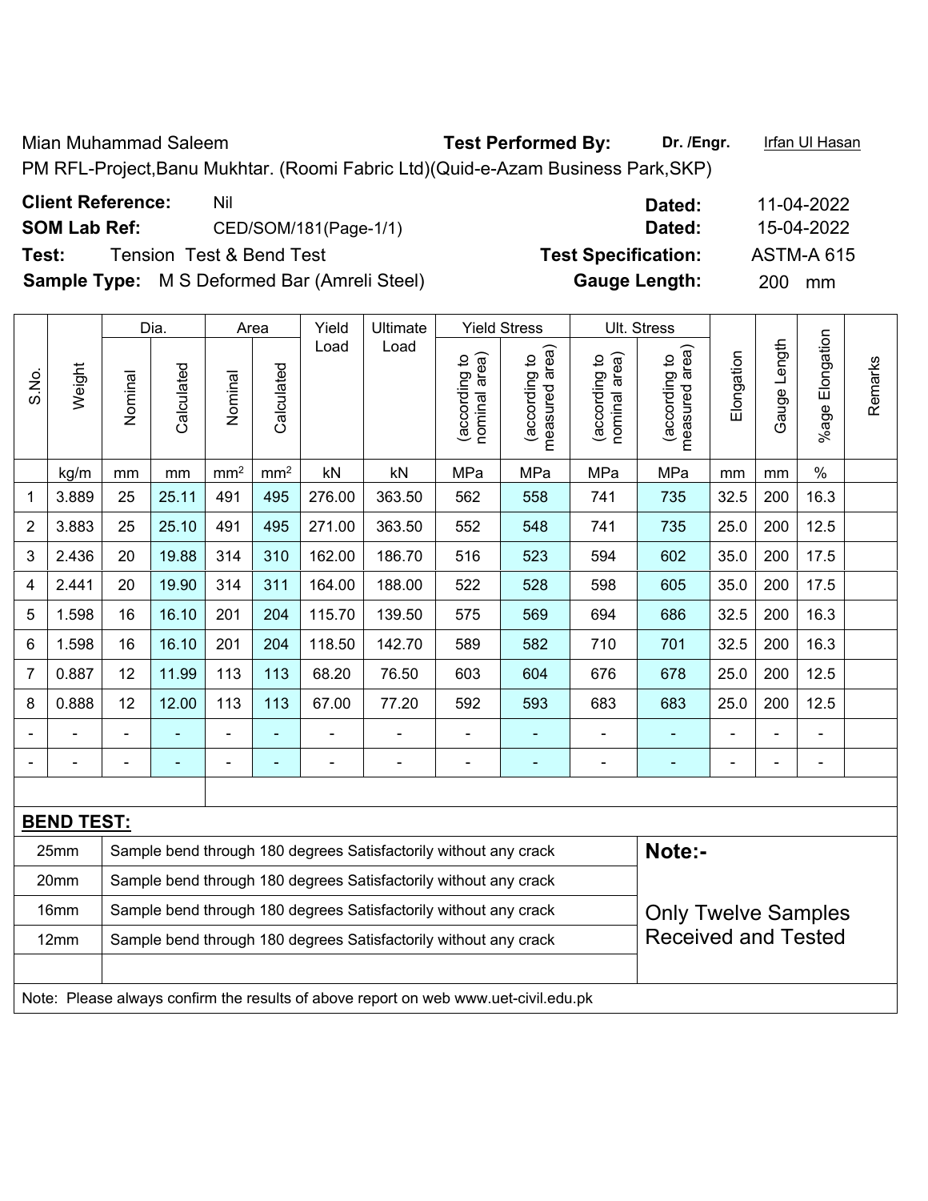Mian Muhammad Saleem **Test Performed By:** **Dr. /Engr.** Irfan Ul Hasan

PM RFL-Project,Banu Mukhtar. (Roomi Fabric Ltd)(Quid-e-Azam Business Park,SKP)

**Client Reference:** Nil **Dated:** 11-04-2022

**SOM Lab Ref:** CED/SOM/181(Page-1/1) **Dated:** 15-04-2022

**Test:** Tension Test & Bend Test **Test Specification:** ASTM-A 615

**Sample Type:** M S Deformed Bar (Amreli Steel) **Gauge Length:** 200 mm

| S.No. | Weight | Dia. | | Area | | Yield Load | Ultimate Load | Yield Stress | | Ult. Stress | | Elongation | Gauge Length | %age Elongation | Remarks |
|---|---|---|---|---|---|---|---|---|---|---|---|---|---|---|---|
| | | Nominal | Calculated | Nominal | Calculated | | | (according to nominal area) | (according to measured area) | (according to nominal area) | (according to measured area) | | | | |
| | kg/m | mm | mm | mm$^2$ | mm$^2$ | kN | kN | MPa | MPa | MPa | MPa | mm | mm | % | |
| 1 | 3.889 | 25 | 25.11 | 491 | 495 | 276.00 | 363.50 | 562 | 558 | 741 | 735 | 32.5 | 200 | 16.3 | |
| 2 | 3.883 | 25 | 25.10 | 491 | 495 | 271.00 | 363.50 | 552 | 548 | 741 | 735 | 25.0 | 200 | 12.5 | |
| 3 | 2.436 | 20 | 19.88 | 314 | 310 | 162.00 | 186.70 | 516 | 523 | 594 | 602 | 35.0 | 200 | 17.5 | |
| 4 | 2.441 | 20 | 19.90 | 314 | 311 | 164.00 | 188.00 | 522 | 528 | 598 | 605 | 35.0 | 200 | 17.5 | |
| 5 | 1.598 | 16 | 16.10 | 201 | 204 | 115.70 | 139.50 | 575 | 569 | 694 | 686 | 32.5 | 200 | 16.3 | |
| 6 | 1.598 | 16 | 16.10 | 201 | 204 | 118.50 | 142.70 | 589 | 582 | 710 | 701 | 32.5 | 200 | 16.3 | |
| 7 | 0.887 | 12 | 11.99 | 113 | 113 | 68.20 | 76.50 | 603 | 604 | 676 | 678 | 25.0 | 200 | 12.5 | |
| 8 | 0.888 | 12 | 12.00 | 113 | 113 | 67.00 | 77.20 | 592 | 593 | 683 | 683 | 25.0 | 200 | 12.5 | |
| - | - | - | - | - | - | - | - | - | - | - | - | - | - | - | |
| - | - | - | - | - | - | - | - | - | - | - | - | - | - | - | |

**BEND TEST:**

| Size | Result |
|---|---|
| 25mm | Sample bend through 180 degrees Satisfactorily without any crack |
| 20mm | Sample bend through 180 degrees Satisfactorily without any crack |
| 16mm | Sample bend through 180 degrees Satisfactorily without any crack |
| 12mm | Sample bend through 180 degrees Satisfactorily without any crack |

**Note:-**

Only Twelve Samples Received and Tested

Note: Please always confirm the results of above report on web www.uet-civil.edu.pk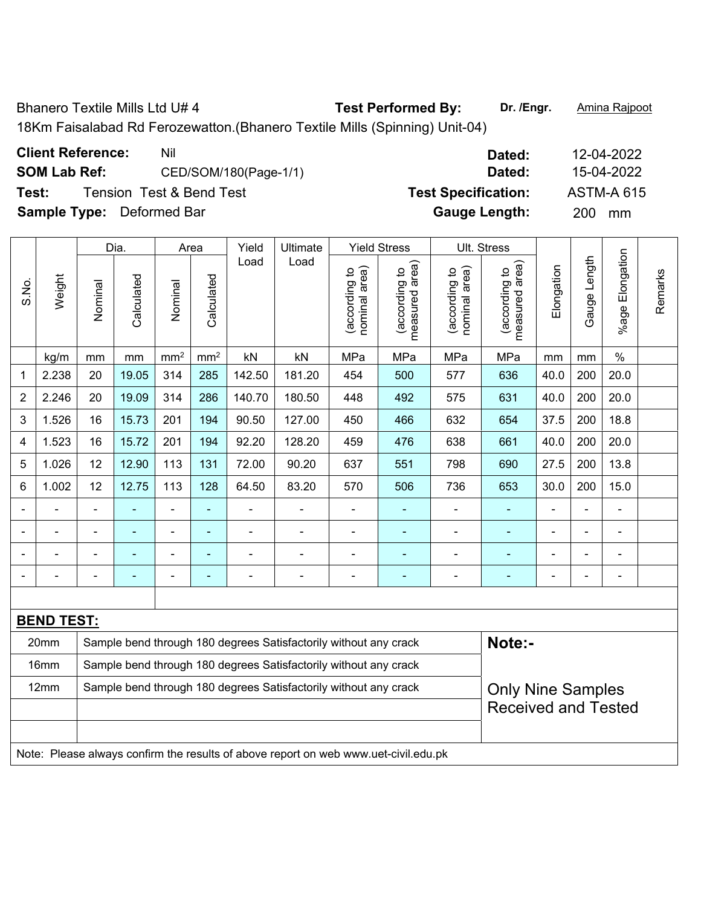Bhanero Textile Mills Ltd U# 4 **Test Performed By:** **Dr. /Engr.** Amina Rajpoot

18Km Faisalabad Rd Ferozewatton.(Bhanero Textile Mills (Spinning) Unit-04)

**Client Reference:** Nil **Dated:** 12-04-2022

**SOM Lab Ref:** CED/SOM/180(Page-1/1) **Dated:** 15-04-2022

**Test:** Tension Test & Bend Test **Test Specification:** ASTM-A 615

**Sample Type:** Deformed Bar **Gauge Length:** 200 mm

| S.No. | Weight | Dia. | | Area | | Yield Load | Ultimate Load | Yield Stress | | Ult. Stress | | Elongation | Gauge Length | %age Elongation | Remarks |
|---|---|---|---|---|---|---|---|---|---|---|---|---|---|---|---|
| | | Nominal | Calculated | Nominal | Calculated | | | (according to nominal area) | (according to measured area) | (according to nominal area) | (according to measured area) | | | | |
| | kg/m | mm | mm | mm² | mm² | kN | kN | MPa | MPa | MPa | MPa | mm | mm | % | |
| 1 | 2.238 | 20 | 19.05 | 314 | 285 | 142.50 | 181.20 | 454 | 500 | 577 | 636 | 40.0 | 200 | 20.0 | |
| 2 | 2.246 | 20 | 19.09 | 314 | 286 | 140.70 | 180.50 | 448 | 492 | 575 | 631 | 40.0 | 200 | 20.0 | |
| 3 | 1.526 | 16 | 15.73 | 201 | 194 | 90.50 | 127.00 | 450 | 466 | 632 | 654 | 37.5 | 200 | 18.8 | |
| 4 | 1.523 | 16 | 15.72 | 201 | 194 | 92.20 | 128.20 | 459 | 476 | 638 | 661 | 40.0 | 200 | 20.0 | |
| 5 | 1.026 | 12 | 12.90 | 113 | 131 | 72.00 | 90.20 | 637 | 551 | 798 | 690 | 27.5 | 200 | 13.8 | |
| 6 | 1.002 | 12 | 12.75 | 113 | 128 | 64.50 | 83.20 | 570 | 506 | 736 | 653 | 30.0 | 200 | 15.0 | |
| - | - | - | - | - | - | - | - | - | - | - | - | - | - | - | |
| - | - | - | - | - | - | - | - | - | - | - | - | - | - | - | |
| - | - | - | - | - | - | - | - | - | - | - | - | - | - | - | |
| - | - | - | - | - | - | - | - | - | - | - | - | - | - | - | |

**BEND TEST:**

| Size | Result |
|---|---|
| 20mm | Sample bend through 180 degrees Satisfactorily without any crack |
| 16mm | Sample bend through 180 degrees Satisfactorily without any crack |
| 12mm | Sample bend through 180 degrees Satisfactorily without any crack |

**Note:-**

Only Nine Samples Received and Tested

Note: Please always confirm the results of above report on web www.uet-civil.edu.pk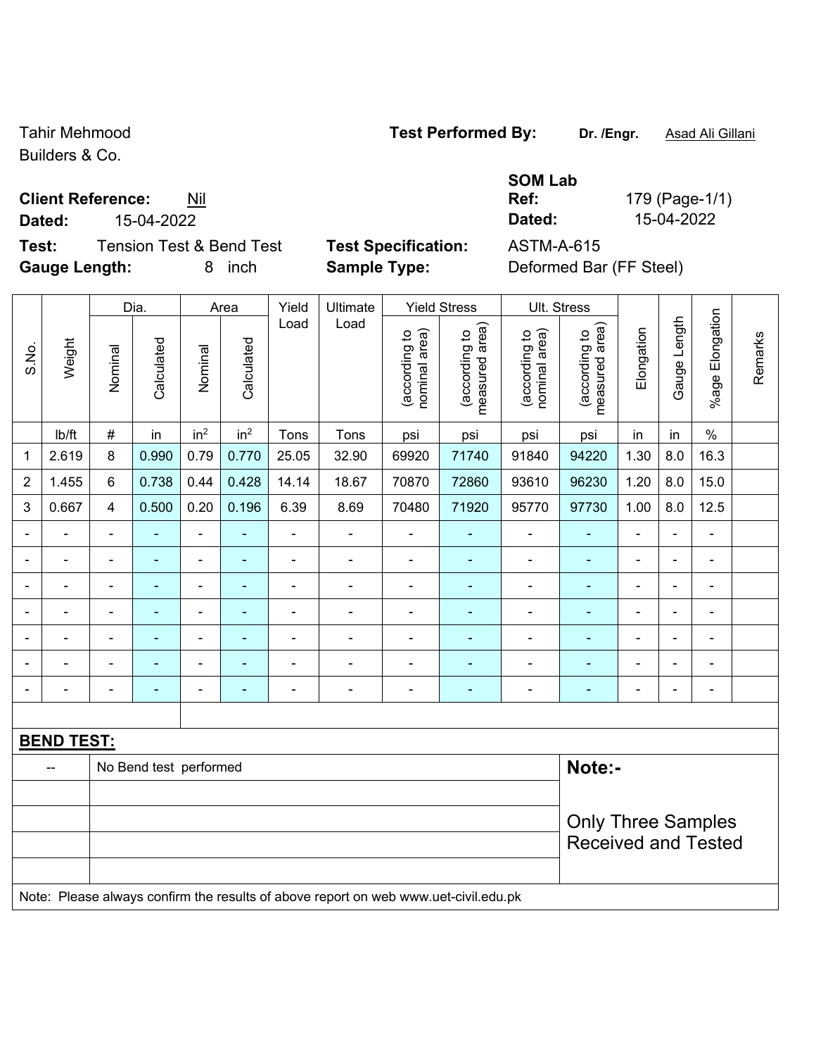Tahir Mehmood
Builders & Co.

**Test Performed By:** **Dr. /Engr.** Asad Ali Gillani

**Client Reference:** Nil
**Dated:** 15-04-2022

**SOM Lab Ref:** 179 (Page-1/1)
**Dated:** 15-04-2022

**Test:** Tension Test & Bend Test
**Gauge Length:** 8 inch

**Test Specification:** ASTM-A-615
**Sample Type:** Deformed Bar (FF Steel)

| S.No. | Weight | Dia. | | Area | | Yield Load | Ultimate Load | Yield Stress | | Ult. Stress | | Elongation | Gauge Length | %age Elongation | Remarks |
|---|---|---|---|---|---|---|---|---|---|---|---|---|---|---|---|
| | | Nominal | Calculated | Nominal | Calculated | | | (according to nominal area) | (according to measured area) | (according to nominal area) | (according to measured area) | | | | |
| | lb/ft | # | in | $in^2$ | $in^2$ | Tons | Tons | psi | psi | psi | psi | in | in | % | |
| 1 | 2.619 | 8 | 0.990 | 0.79 | 0.770 | 25.05 | 32.90 | 69920 | 71740 | 91840 | 94220 | 1.30 | 8.0 | 16.3 | |
| 2 | 1.455 | 6 | 0.738 | 0.44 | 0.428 | 14.14 | 18.67 | 70870 | 72860 | 93610 | 96230 | 1.20 | 8.0 | 15.0 | |
| 3 | 0.667 | 4 | 0.500 | 0.20 | 0.196 | 6.39 | 8.69 | 70480 | 71920 | 95770 | 97730 | 1.00 | 8.0 | 12.5 | |
| - | - | - | - | - | - | - | - | - | - | - | - | - | - | - | |
| - | - | - | - | - | - | - | - | - | - | - | - | - | - | - | |
| - | - | - | - | - | - | - | - | - | - | - | - | - | - | - | |
| - | - | - | - | - | - | - | - | - | - | - | - | - | - | - | |
| - | - | - | - | - | - | - | - | - | - | - | - | - | - | - | |
| - | - | - | - | - | - | - | - | - | - | - | - | - | - | - | |
| - | - | - | - | - | - | - | - | - | - | - | - | - | - | - | |

**BEND TEST:**

| -- | No Bend test performed |
|---|---|

**Note:-**

Only Three Samples Received and Tested

Note: Please always confirm the results of above report on web www.uet-civil.edu.pk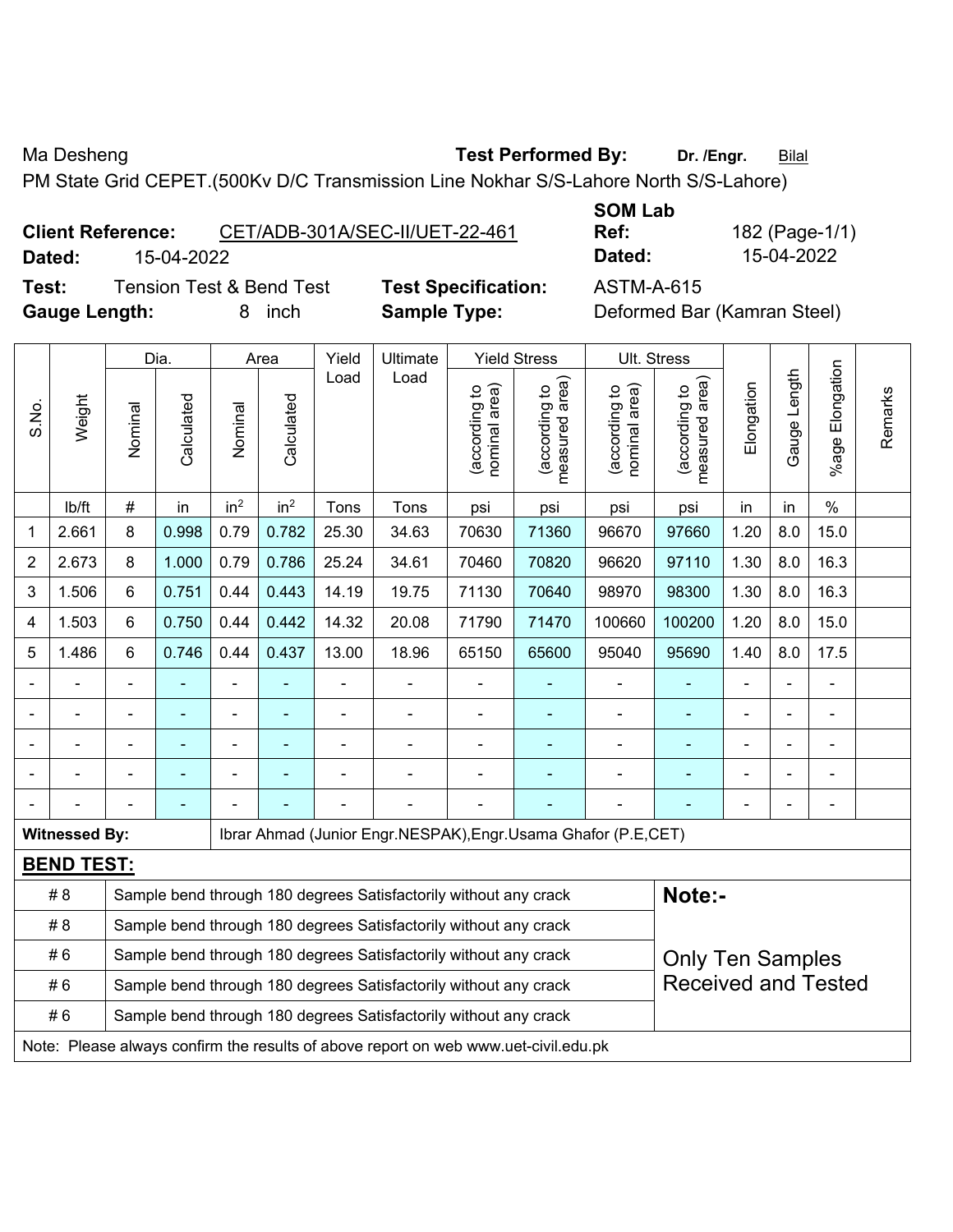Ma Desheng **Test Performed By:** **Dr. /Engr.** Bilal

PM State Grid CEPET.(500Kv D/C Transmission Line Nokhar S/S-Lahore North S/S-Lahore)

**Client Reference:** CET/ADB-301A/SEC-II/UET-22-461

**Dated:** 15-04-2022

**SOM Lab Ref:** 182 (Page-1/1)

**Dated:** 15-04-2022

**Test:** Tension Test & Bend Test

**Test Specification:** ASTM-A-615

**Gauge Length:** 8 inch

**Sample Type:** Deformed Bar (Kamran Steel)

| S.No. | Weight | Dia. | | Area | | Yield Load | Ultimate Load | Yield Stress | | Ult. Stress | | Elongation | Gauge Length | %age Elongation | Remarks |
|---|---|---|---|---|---|---|---|---|---|---|---|---|---|---|---|
| | | Nominal | Calculated | Nominal | Calculated | | | (according to nominal area) | (according to measured area) | (according to nominal area) | (according to measured area) | | | | |
| | lb/ft | # | in | in$^2$ | in$^2$ | Tons | Tons | psi | psi | psi | psi | in | in | % | |
| 1 | 2.661 | 8 | 0.998 | 0.79 | 0.782 | 25.30 | 34.63 | 70630 | 71360 | 96670 | 97660 | 1.20 | 8.0 | 15.0 | |
| 2 | 2.673 | 8 | 1.000 | 0.79 | 0.786 | 25.24 | 34.61 | 70460 | 70820 | 96620 | 97110 | 1.30 | 8.0 | 16.3 | |
| 3 | 1.506 | 6 | 0.751 | 0.44 | 0.443 | 14.19 | 19.75 | 71130 | 70640 | 98970 | 98300 | 1.30 | 8.0 | 16.3 | |
| 4 | 1.503 | 6 | 0.750 | 0.44 | 0.442 | 14.32 | 20.08 | 71790 | 71470 | 100660 | 100200 | 1.20 | 8.0 | 15.0 | |
| 5 | 1.486 | 6 | 0.746 | 0.44 | 0.437 | 13.00 | 18.96 | 65150 | 65600 | 95040 | 95690 | 1.40 | 8.0 | 17.5 | |
| - | - | - | - | - | - | - | - | - | - | - | - | - | - | - | |
| - | - | - | - | - | - | - | - | - | - | - | - | - | - | - | |
| - | - | - | - | - | - | - | - | - | - | - | - | - | - | - | |
| - | - | - | - | - | - | - | - | - | - | - | - | - | - | - | |
| - | - | - | - | - | - | - | - | - | - | - | - | - | - | - | |

**Witnessed By:** Ibrar Ahmad (Junior Engr.NESPAK),Engr.Usama Ghafor (P.E,CET)

**BEND TEST:**

| | |
|---|---|
| # 8 | Sample bend through 180 degrees Satisfactorily without any crack |
| # 8 | Sample bend through 180 degrees Satisfactorily without any crack |
| # 6 | Sample bend through 180 degrees Satisfactorily without any crack |
| # 6 | Sample bend through 180 degrees Satisfactorily without any crack |
| # 6 | Sample bend through 180 degrees Satisfactorily without any crack |

**Note:-**

Only Ten Samples Received and Tested

Note: Please always confirm the results of above report on web www.uet-civil.edu.pk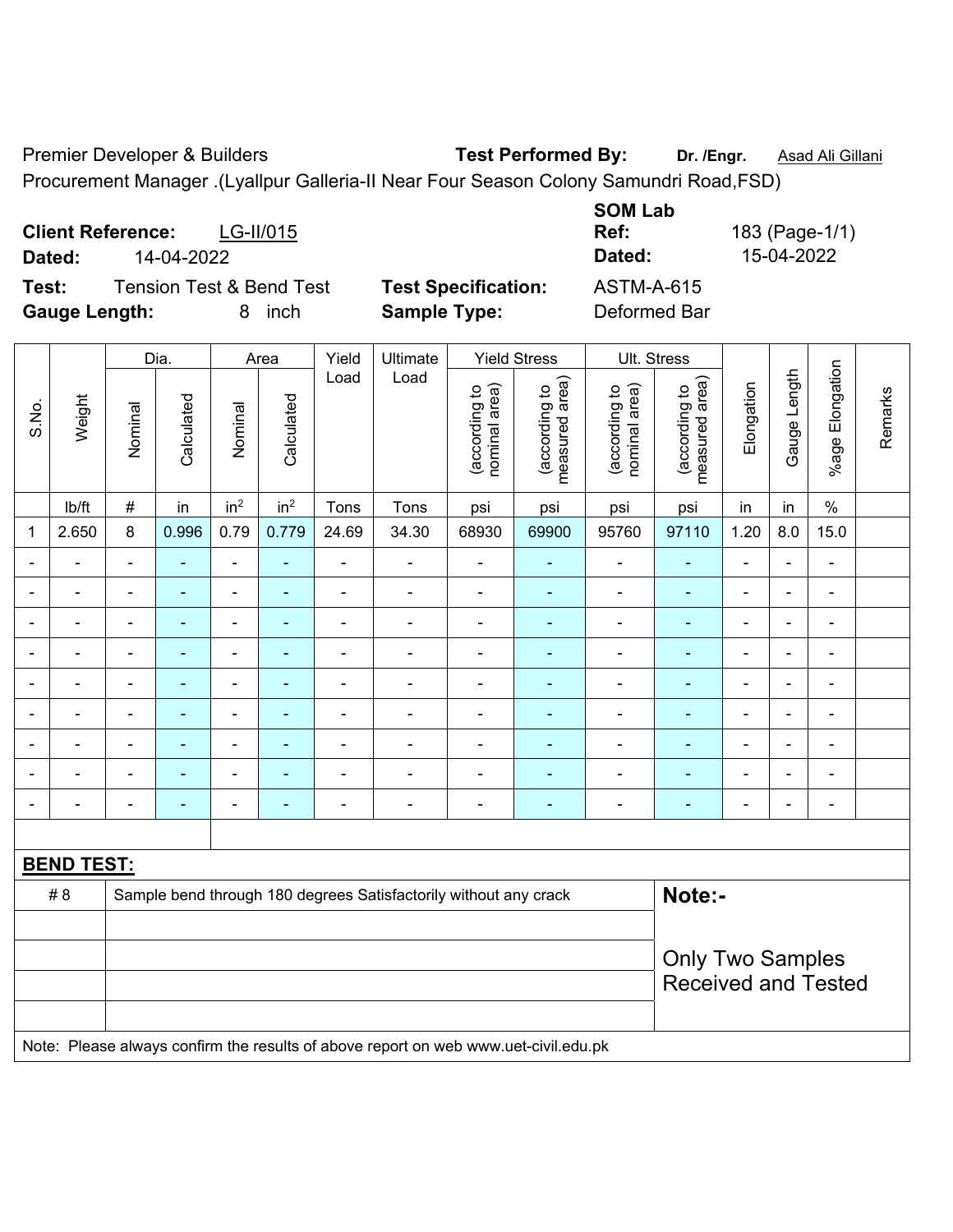Premier Developer & Builders **Test Performed By:** **Dr. /Engr.** Asad Ali Gillani

Procurement Manager .(Lyallpur Galleria-II Near Four Season Colony Samundri Road,FSD)

**Client Reference:** LG-II/015 **SOM Lab Ref:** 183 (Page-1/1)

**Dated:** 14-04-2022 **Dated:** 15-04-2022

**Test:** Tension Test & Bend Test **Test Specification:** ASTM-A-615

**Gauge Length:** 8 inch **Sample Type:** Deformed Bar

| S.No. | Weight | Dia. | | Area | | Yield Load | Ultimate Load | Yield Stress | | Ult. Stress | | Elongation | Gauge Length | %age Elongation | Remarks |
|---|---|---|---|---|---|---|---|---|---|---|---|---|---|---|---|
| | | Nominal | Calculated | Nominal | Calculated | | | (according to nominal area) | (according to measured area) | (according to nominal area) | (according to measured area) | | | | |
| | lb/ft | # | in | $in^2$ | $in^2$ | Tons | Tons | psi | psi | psi | psi | in | in | % | |
| 1 | 2.650 | 8 | 0.996 | 0.79 | 0.779 | 24.69 | 34.30 | 68930 | 69900 | 95760 | 97110 | 1.20 | 8.0 | 15.0 | |
| - | - | - | - | - | - | - | - | - | - | - | - | - | - | - | |
| - | - | - | - | - | - | - | - | - | - | - | - | - | - | - | |
| - | - | - | - | - | - | - | - | - | - | - | - | - | - | - | |
| - | - | - | - | - | - | - | - | - | - | - | - | - | - | - | |
| - | - | - | - | - | - | - | - | - | - | - | - | - | - | - | |
| - | - | - | - | - | - | - | - | - | - | - | - | - | - | - | |
| - | - | - | - | - | - | - | - | - | - | - | - | - | - | - | |
| - | - | - | - | - | - | - | - | - | - | - | - | - | - | - | |
| - | - | - | - | - | - | - | - | - | - | - | - | - | - | - | |

**BEND TEST:**

| | | |
|---|---|---|
| # 8 | Sample bend through 180 degrees Satisfactorily without any crack | **Note:-** |
| | | Only Two Samples Received and Tested |

Note: Please always confirm the results of above report on web www.uet-civil.edu.pk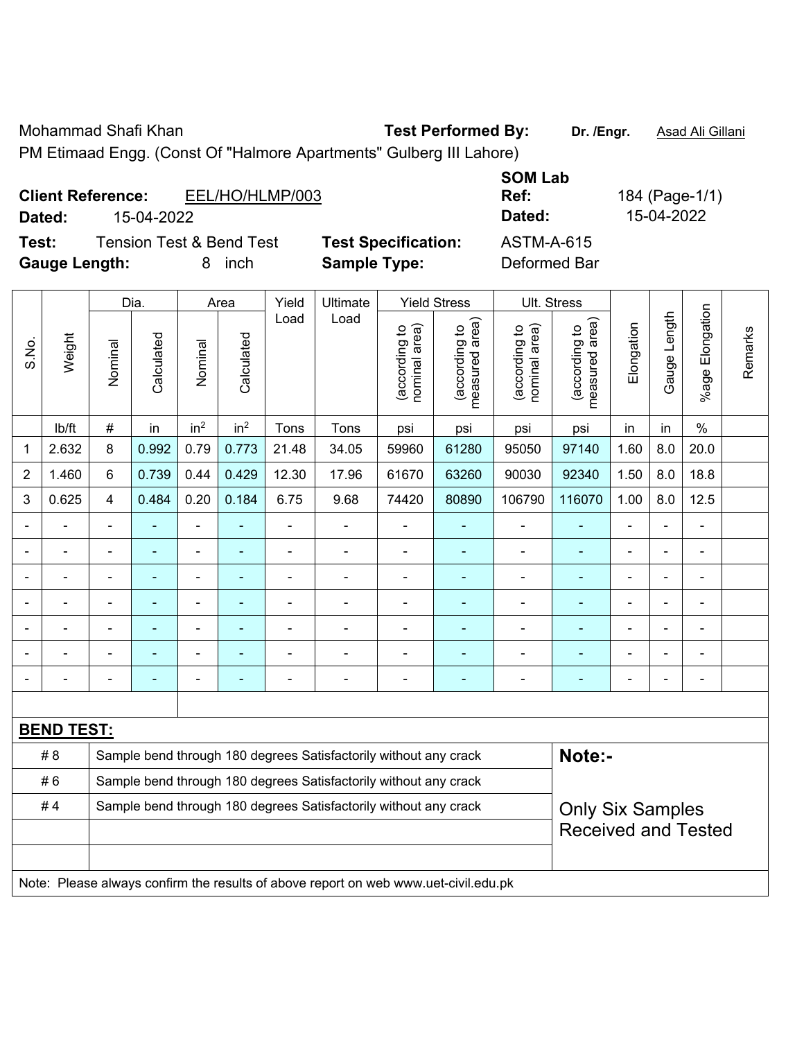Mohammad Shafi Khan

PM Etimaad Engg. (Const Of "Halmore Apartments" Gulberg III Lahore)

**Test Performed By:** **Dr. /Engr.** Asad Ali Gillani

**Client Reference:** EEL/HO/HLMP/003

**Dated:** 15-04-2022

**SOM Lab Ref:** 184 (Page-1/1)

**Dated:** 15-04-2022

**Test:** Tension Test & Bend Test

**Test Specification:** ASTM-A-615

**Gauge Length:** 8 inch

**Sample Type:** Deformed Bar

| S.No. | Weight | Dia. | | Area | | Yield Load | Ultimate Load | Yield Stress | | Ult. Stress | | Elongation | Gauge Length | %age Elongation | Remarks |
|---|---|---|---|---|---|---|---|---|---|---|---|---|---|---|---|
| | | Nominal | Calculated | Nominal | Calculated | | | (according to nominal area) | (according to measured area) | (according to nominal area) | (according to measured area) | | | | |
| | lb/ft | # | in | in$^2$ | in$^2$ | Tons | Tons | psi | psi | psi | psi | in | in | % | |
| 1 | 2.632 | 8 | 0.992 | 0.79 | 0.773 | 21.48 | 34.05 | 59960 | 61280 | 95050 | 97140 | 1.60 | 8.0 | 20.0 | |
| 2 | 1.460 | 6 | 0.739 | 0.44 | 0.429 | 12.30 | 17.96 | 61670 | 63260 | 90030 | 92340 | 1.50 | 8.0 | 18.8 | |
| 3 | 0.625 | 4 | 0.484 | 0.20 | 0.184 | 6.75 | 9.68 | 74420 | 80890 | 106790 | 116070 | 1.00 | 8.0 | 12.5 | |
| - | - | - | - | - | - | - | - | - | - | - | - | - | - | - | |
| - | - | - | - | - | - | - | - | - | - | - | - | - | - | - | |
| - | - | - | - | - | - | - | - | - | - | - | - | - | - | - | |
| - | - | - | - | - | - | - | - | - | - | - | - | - | - | - | |
| - | - | - | - | - | - | - | - | - | - | - | - | - | - | - | |
| - | - | - | - | - | - | - | - | - | - | - | - | - | - | - | |
| - | - | - | - | - | - | - | - | - | - | - | - | - | - | - | |

**BEND TEST:**

| | |
|---|---|
| # 8 | Sample bend through 180 degrees Satisfactorily without any crack |
| # 6 | Sample bend through 180 degrees Satisfactorily without any crack |
| # 4 | Sample bend through 180 degrees Satisfactorily without any crack |

**Note:-**

Only Six Samples Received and Tested

Note: Please always confirm the results of above report on web www.uet-civil.edu.pk